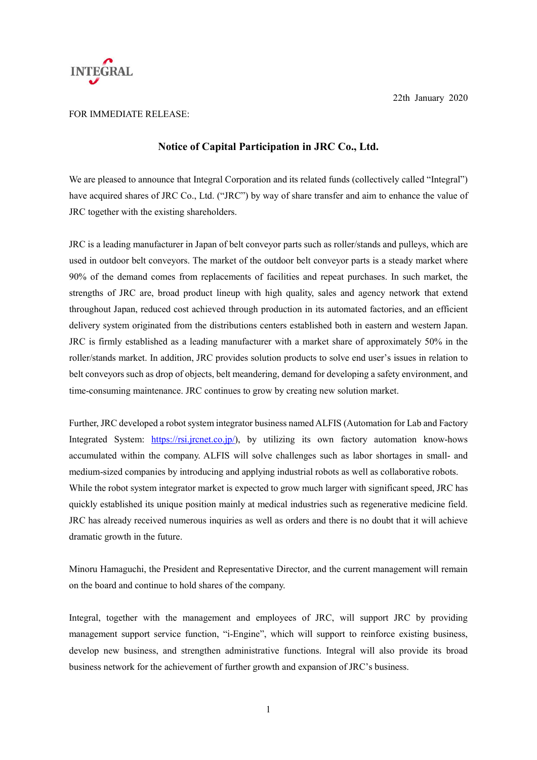INTEGRAL

22th January 2020

FOR IMMEDIATE RELEASE:

## Notice of Capital Participation in JRC Co., Ltd.

We are pleased to announce that Integral Corporation and its related funds (collectively called "Integral") have acquired shares of JRC Co., Ltd. ("JRC") by way of share transfer and aim to enhance the value of JRC together with the existing shareholders.

JRC is a leading manufacturer in Japan of belt conveyor parts such as roller/stands and pulleys, which are used in outdoor belt conveyors. The market of the outdoor belt conveyor parts is a steady market where 90% of the demand comes from replacements of facilities and repeat purchases. In such market, the strengths of JRC are, broad product lineup with high quality, sales and agency network that extend throughout Japan, reduced cost achieved through production in its automated factories, and an efficient delivery system originated from the distributions centers established both in eastern and western Japan. JRC is firmly established as a leading manufacturer with a market share of approximately 50% in the roller/stands market. In addition, JRC provides solution products to solve end user's issues in relation to belt conveyors such as drop of objects, belt meandering, demand for developing a safety environment, and time-consuming maintenance. JRC continues to grow by creating new solution market.

Further, JRC developed a robot system integrator business named ALFIS (Automation for Lab and Factory Integrated System: https://rsi.jrcnet.co.jp/), by utilizing its own factory automation know-hows accumulated within the company. ALFIS will solve challenges such as labor shortages in small- and medium-sized companies by introducing and applying industrial robots as well as collaborative robots. While the robot system integrator market is expected to grow much larger with significant speed, JRC has quickly established its unique position mainly at medical industries such as regenerative medicine field. JRC has already received numerous inquiries as well as orders and there is no doubt that it will achieve dramatic growth in the future.

Minoru Hamaguchi, the President and Representative Director, and the current management will remain on the board and continue to hold shares of the company.

Integral, together with the management and employees of JRC, will support JRC by providing management support service function, "i-Engine", which will support to reinforce existing business, develop new business, and strengthen administrative functions. Integral will also provide its broad business network for the achievement of further growth and expansion of JRC's business.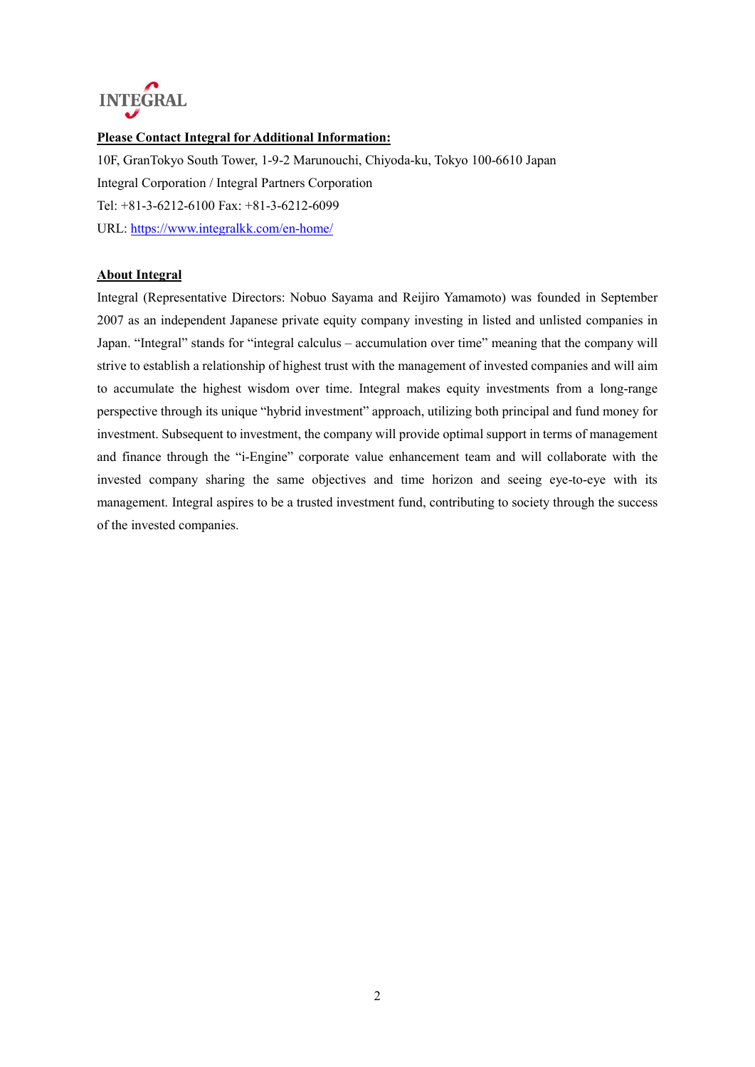INTEGRAL

**Please Contact Integral for Additional Information:**

10F, GranTokyo South Tower, 1-9-2 Marunouchi, Chiyoda-ku, Tokyo 100-6610 Japan
Integral Corporation / Integral Partners Corporation
Tel: +81-3-6212-6100 Fax: +81-3-6212-6099
URL: https://www.integralkk.com/en-home/

**About Integral**

Integral (Representative Directors: Nobuo Sayama and Reijiro Yamamoto) was founded in September 2007 as an independent Japanese private equity company investing in listed and unlisted companies in Japan. "Integral" stands for "integral calculus – accumulation over time" meaning that the company will strive to establish a relationship of highest trust with the management of invested companies and will aim to accumulate the highest wisdom over time. Integral makes equity investments from a long-range perspective through its unique "hybrid investment" approach, utilizing both principal and fund money for investment. Subsequent to investment, the company will provide optimal support in terms of management and finance through the "i-Engine" corporate value enhancement team and will collaborate with the invested company sharing the same objectives and time horizon and seeing eye-to-eye with its management. Integral aspires to be a trusted investment fund, contributing to society through the success of the invested companies.